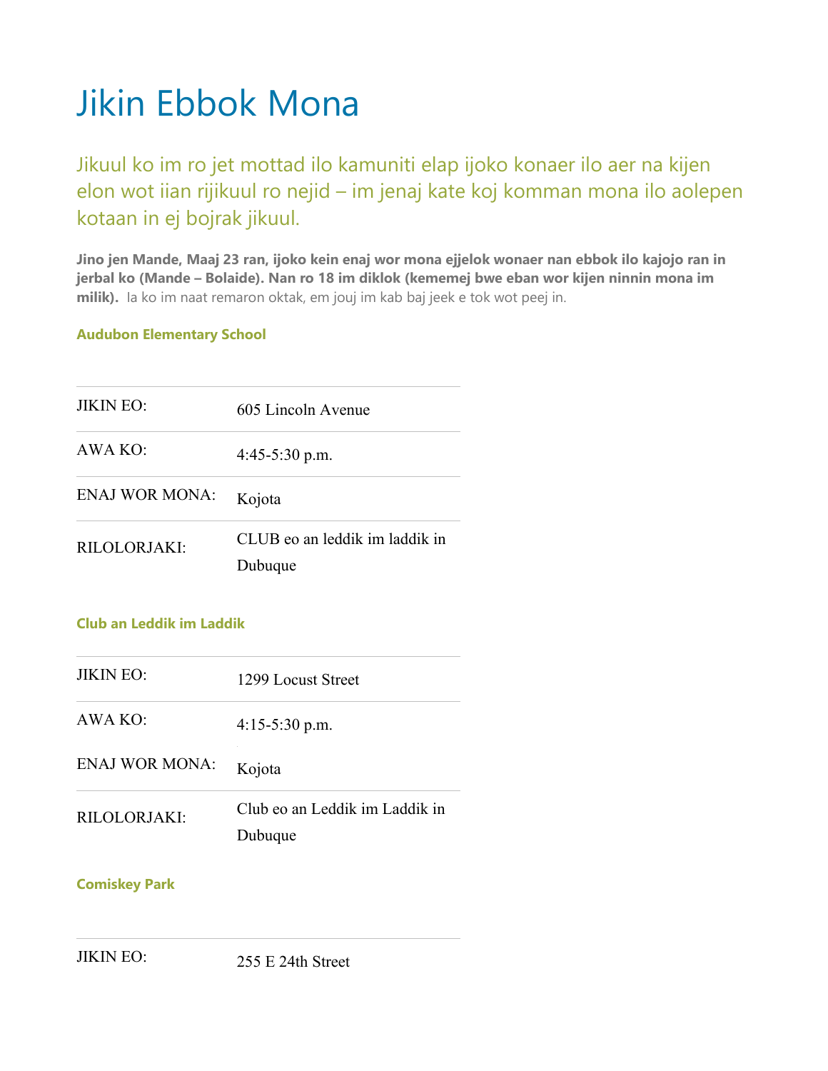# Jikin Ebbok Mona

## Jikuul ko im ro jet mottad ilo kamuniti elap ijoko konaer ilo aer na kijen elon wot iian rijikuul ro nejid – im jenaj kate koj komman mona ilo aolepen kotaan in ej bojrak jikuul.

**Jino jen Mande, Maaj 23 ran, ijoko kein enaj wor mona ejjelok wonaer nan ebbok ilo kajojo ran in jerbal ko (Mande – Bolaide). Nan ro 18 im diklok (kememej bwe eban wor kijen ninnin mona im milik).** Ia ko im naat remaron oktak, em jouj im kab baj jeek e tok wot peej in.

### Audubon Elementary School

| | |
|---|---|
| JIKIN EO: | 605 Lincoln Avenue |
| AWA KO: | 4:45-5:30 p.m. |
| ENAJ WOR MONA: | Kojota |
| RILOLORJAKI: | CLUB eo an leddik im laddik in Dubuque |

### Club an Leddik im Laddik

| | |
|---|---|
| JIKIN EO: | 1299 Locust Street |
| AWA KO: | 4:15-5:30 p.m. |
| ENAJ WOR MONA: | Kojota |
| RILOLORJAKI: | Club eo an Leddik im Laddik in Dubuque |

### Comiskey Park

| | |
|---|---|
| JIKIN EO: | 255 E 24th Street |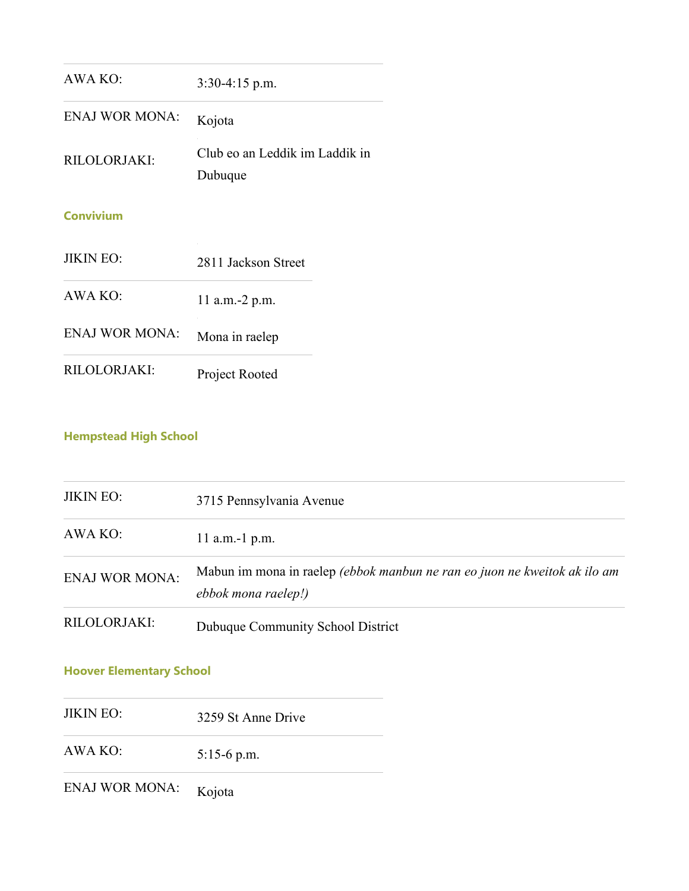| | |
|---|---|
| AWA KO: | 3:30-4:15 p.m. |
| ENAJ WOR MONA: | Kojota |
| RILOLORJAKI: | Club eo an Leddik im Laddik in Dubuque |

### Convivium

| | |
|---|---|
| JIKIN EO: | 2811 Jackson Street |
| AWA KO: | 11 a.m.-2 p.m. |
| ENAJ WOR MONA: | Mona in raelep |
| RILOLORJAKI: | Project Rooted |

### Hempstead High School

| | |
|---|---|
| JIKIN EO: | 3715 Pennsylvania Avenue |
| AWA KO: | 11 a.m.-1 p.m. |
| ENAJ WOR MONA: | Mabun im mona in raelep *(ebbok manbun ne ran eo juon ne kweitok ak ilo am ebbok mona raelep!)* |
| RILOLORJAKI: | Dubuque Community School District |

### Hoover Elementary School

| | |
|---|---|
| JIKIN EO: | 3259 St Anne Drive |
| AWA KO: | 5:15-6 p.m. |
| ENAJ WOR MONA: | Kojota |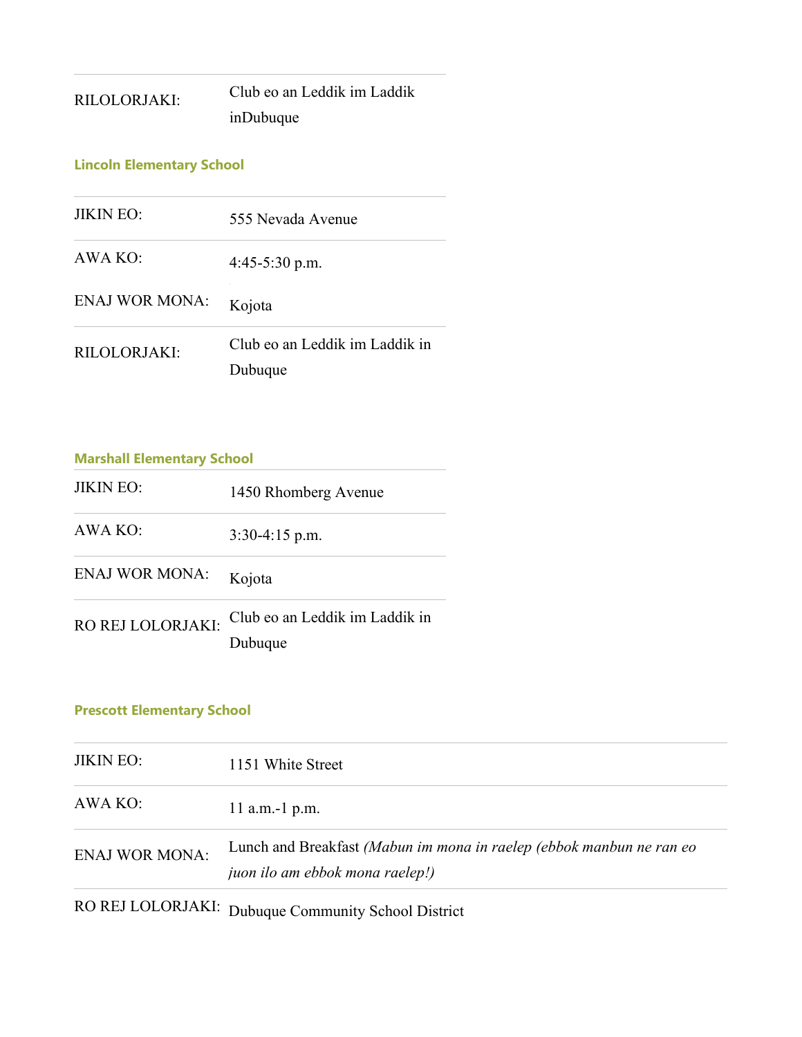| RILOLORJAKI: | Club eo an Leddik im Laddik inDubuque |
|---|---|

### Lincoln Elementary School

| JIKIN EO: | 555 Nevada Avenue |
|---|---|
| AWA KO: | 4:45-5:30 p.m. |
| ENAJ WOR MONA: | Kojota |
| RILOLORJAKI: | Club eo an Leddik im Laddik in Dubuque |

### Marshall Elementary School

| JIKIN EO: | 1450 Rhomberg Avenue |
|---|---|
| AWA KO: | 3:30-4:15 p.m. |
| ENAJ WOR MONA: | Kojota |
| RO REJ LOLORJAKI: | Club eo an Leddik im Laddik in Dubuque |

### Prescott Elementary School

| JIKIN EO: | 1151 White Street |
|---|---|
| AWA KO: | 11 a.m.-1 p.m. |
| ENAJ WOR MONA: | Lunch and Breakfast *(Mabun im mona in raelep (ebbok manbun ne ran eo juon ilo am ebbok mona raelep!)* |
| RO REJ LOLORJAKI: | Dubuque Community School District |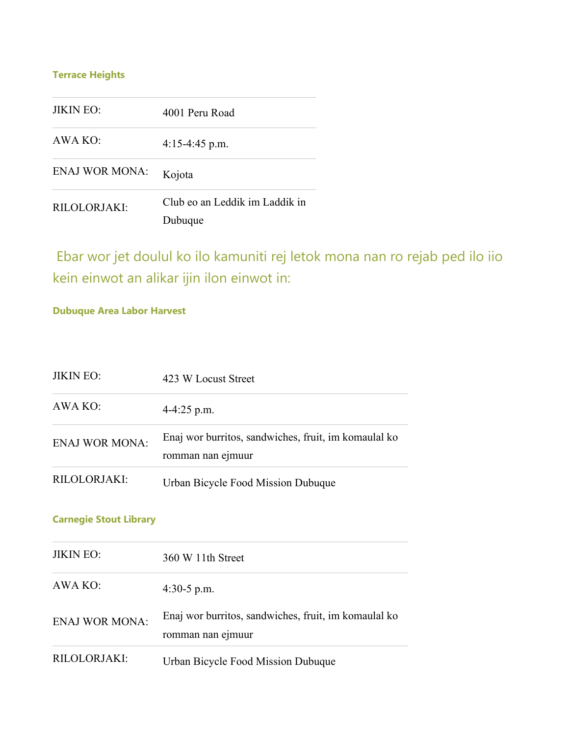### Terrace Heights

| | |
|---|---|
| JIKIN EO: | 4001 Peru Road |
| AWA KO: | 4:15-4:45 p.m. |
| ENAJ WOR MONA: | Kojota |
| RILOLORJAKI: | Club eo an Leddik im Laddik in Dubuque |

## Ebar wor jet doulul ko ilo kamuniti rej letok mona nan ro rejab ped ilo iio kein einwot an alikar ijin ilon einwot in:

### Dubuque Area Labor Harvest

| | |
|---|---|
| JIKIN EO: | 423 W Locust Street |
| AWA KO: | 4-4:25 p.m. |
| ENAJ WOR MONA: | Enaj wor burritos, sandwiches, fruit, im komaulal ko romman nan ejmuur |
| RILOLORJAKI: | Urban Bicycle Food Mission Dubuque |

### Carnegie Stout Library

| | |
|---|---|
| JIKIN EO: | 360 W 11th Street |
| AWA KO: | 4:30-5 p.m. |
| ENAJ WOR MONA: | Enaj wor burritos, sandwiches, fruit, im komaulal ko romman nan ejmuur |
| RILOLORJAKI: | Urban Bicycle Food Mission Dubuque |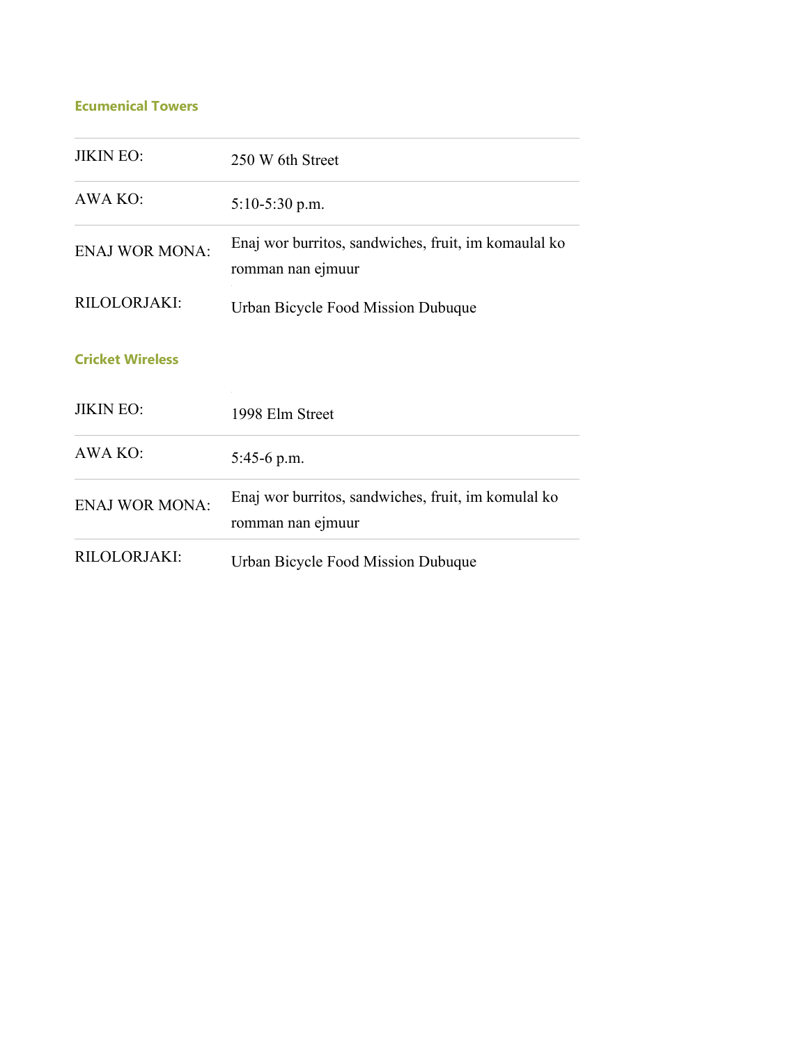### Ecumenical Towers

| | |
|---|---|
| JIKIN EO: | 250 W 6th Street |
| AWA KO: | 5:10-5:30 p.m. |
| ENAJ WOR MONA: | Enaj wor burritos, sandwiches, fruit, im komaulal ko romman nan ejmuur |
| RILOLORJAKI: | Urban Bicycle Food Mission Dubuque |

### Cricket Wireless

| | |
|---|---|
| JIKIN EO: | 1998 Elm Street |
| AWA KO: | 5:45-6 p.m. |
| ENAJ WOR MONA: | Enaj wor burritos, sandwiches, fruit, im komulal ko romman nan ejmuur |
| RILOLORJAKI: | Urban Bicycle Food Mission Dubuque |